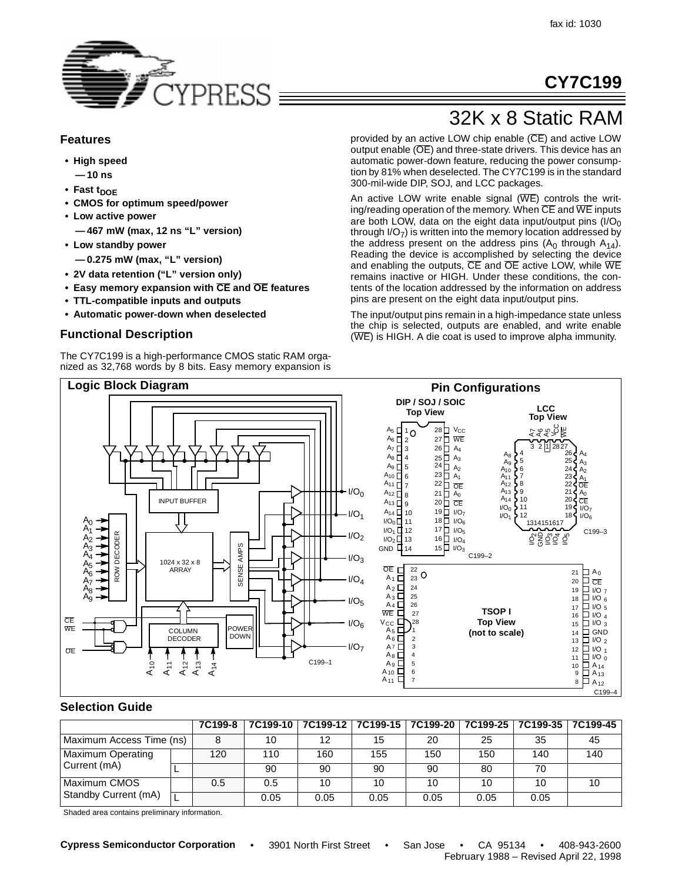fax id: 1030

# CY7C199

## 32K x 8 Static RAM

### Features

- **High speed**
  - **— 10 ns**
- **Fast $t_{DOE}$**
- **CMOS for optimum speed/power**
- **Low active power**
  - **— 467 mW (max, 12 ns "L" version)**
- **Low standby power**
  - **— 0.275 mW (max, "L" version)**
- **2V data retention ("L" version only)**
- **Easy memory expansion with $\overline{CE}$ and $\overline{OE}$ features**
- **TTL-compatible inputs and outputs**
- **Automatic power-down when deselected**

### Functional Description

The CY7C199 is a high-performance CMOS static RAM organized as 32,768 words by 8 bits. Easy memory expansion is provided by an active LOW chip enable ($\overline{CE}$) and active LOW output enable ($\overline{OE}$) and three-state drivers. This device has an automatic power-down feature, reducing the power consumption by 81% when deselected. The CY7C199 is in the standard 300-mil-wide DIP, SOJ, and LCC packages.

An active LOW write enable signal ($\overline{WE}$) controls the writing/reading operation of the memory. When $\overline{CE}$ and $\overline{WE}$ inputs are both LOW, data on the eight data input/output pins ($I/O_0$ through $I/O_7$) is written into the memory location addressed by the address present on the address pins ($A_0$ through $A_{14}$). Reading the device is accomplished by selecting the device and enabling the outputs, $\overline{CE}$ and $\overline{OE}$ active LOW, while $\overline{WE}$ remains inactive or HIGH. Under these conditions, the contents of the location addressed by the information on address pins are present on the eight data input/output pins.

The input/output pins remain in a high-impedance state unless the chip is selected, outputs are enabled, and write enable ($\overline{WE}$) is HIGH. A die coat is used to improve alpha immunity.

### Logic Block Diagram

C199–1

### Pin Configurations

DIP / SOJ / SOIC Top View — C199–2

LCC Top View — C199–3

TSOP I Top View (not to scale) — C199–4

### Selection Guide

| | | 7C199-8 | 7C199-10 | 7C199-12 | 7C199-15 | 7C199-20 | 7C199-25 | 7C199-35 | 7C199-45 |
|---|---|---|---|---|---|---|---|---|---|
| Maximum Access Time (ns) | | 8 | 10 | 12 | 15 | 20 | 25 | 35 | 45 |
| Maximum Operating Current (mA) | | 120 | 110 | 160 | 155 | 150 | 150 | 140 | 140 |
| | L | | 90 | 90 | 90 | 90 | 80 | 70 | |
| Maximum CMOS Standby Current (mA) | | 0.5 | 0.5 | 10 | 10 | 10 | 10 | 10 | 10 |
| | L | | 0.05 | 0.05 | 0.05 | 0.05 | 0.05 | 0.05 | |

Shaded area contains preliminary information.

**Cypress Semiconductor Corporation** • 3901 North First Street • San Jose • CA 95134 • 408-943-2600

February 1988 – Revised April 22, 1998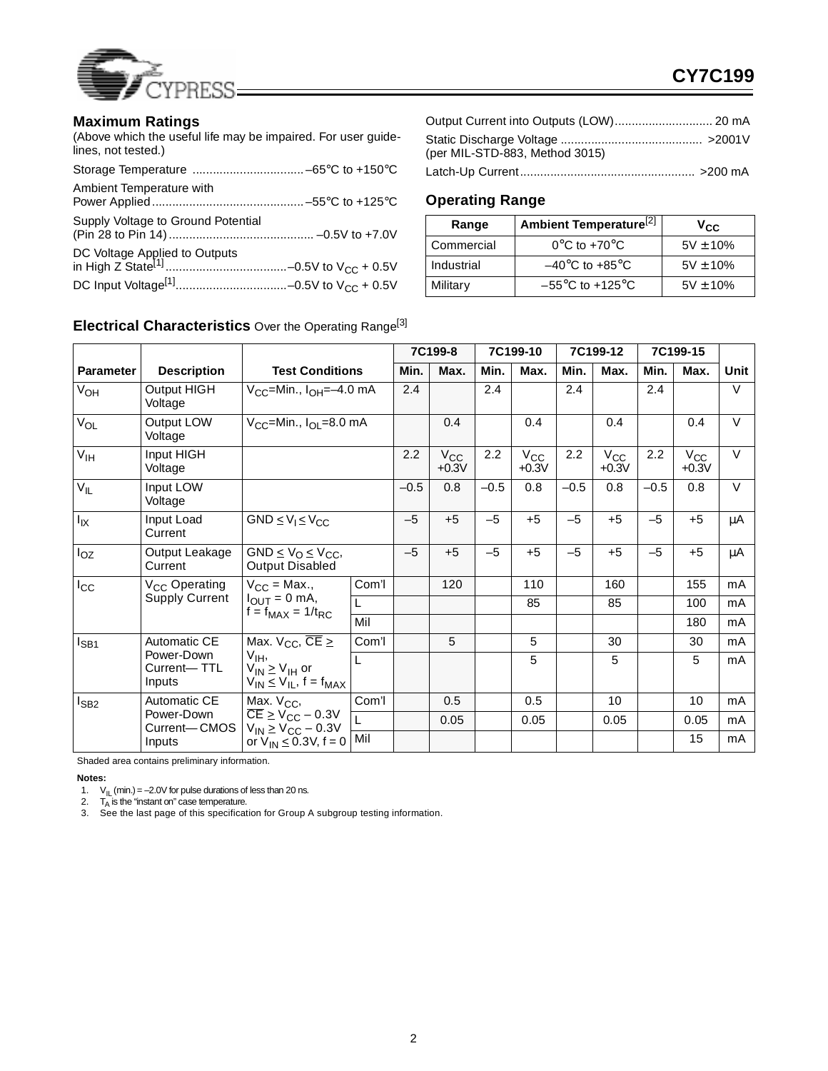## Maximum Ratings

(Above which the useful life may be impaired. For user guidelines, not tested.)

Storage Temperature ................................. –65°C to +150°C

Ambient Temperature with Power Applied............................................. –55°C to +125°C

Supply Voltage to Ground Potential (Pin 28 to Pin 14)........................................... –0.5V to +7.0V

DC Voltage Applied to Outputs in High Z State[1]....................................–0.5V to $V_{CC}$ + 0.5V

DC Input Voltage[1].................................–0.5V to $V_{CC}$ + 0.5V

Output Current into Outputs (LOW)............................. 20 mA

Static Discharge Voltage .......................................... >2001V (per MIL-STD-883, Method 3015)

Latch-Up Current.................................................... >200 mA

## Operating Range

| Range | Ambient Temperature[2] | $V_{CC}$ |
|---|---|---|
| Commercial | 0°C to +70°C | 5V ± 10% |
| Industrial | –40°C to +85°C | 5V ± 10% |
| Military | –55°C to +125°C | 5V ± 10% |

## Electrical Characteristics Over the Operating Range[3]

| Parameter | Description | Test Conditions | | 7C199-8 | | 7C199-10 | | 7C199-12 | | 7C199-15 | | Unit |
|---|---|---|---|---|---|---|---|---|---|---|---|---|
| | | | | Min. | Max. | Min. | Max. | Min. | Max. | Min. | Max. | |
| $V_{OH}$ | Output HIGH Voltage | $V_{CC}$=Min., $I_{OH}$=–4.0 mA | | 2.4 | | 2.4 | | 2.4 | | 2.4 | | V |
| $V_{OL}$ | Output LOW Voltage | $V_{CC}$=Min., $I_{OL}$=8.0 mA | | | 0.4 | | 0.4 | | 0.4 | | 0.4 | V |
| $V_{IH}$ | Input HIGH Voltage | | | 2.2 | $V_{CC}$ +0.3V | 2.2 | $V_{CC}$ +0.3V | 2.2 | $V_{CC}$ +0.3V | 2.2 | $V_{CC}$ +0.3V | V |
| $V_{IL}$ | Input LOW Voltage | | | –0.5 | 0.8 | –0.5 | 0.8 | –0.5 | 0.8 | –0.5 | 0.8 | V |
| $I_{IX}$ | Input Load Current | GND ≤ $V_I$ ≤ $V_{CC}$ | | –5 | +5 | –5 | +5 | –5 | +5 | –5 | +5 | µA |
| $I_{OZ}$ | Output Leakage Current | GND ≤ $V_O$ ≤ $V_{CC}$, Output Disabled | | –5 | +5 | –5 | +5 | –5 | +5 | –5 | +5 | µA |
| $I_{CC}$ | $V_{CC}$ Operating Supply Current | $V_{CC}$ = Max., $I_{OUT}$ = 0 mA, f = $f_{MAX}$ = $1/t_{RC}$ | Com'l | | 120 | | 110 | | 160 | | 155 | mA |
| | | | L | | | | 85 | | 85 | | 100 | mA |
| | | | Mil | | | | | | | | 180 | mA |
| $I_{SB1}$ | Automatic CE Power-Down Current— TTL Inputs | Max. $V_{CC}$, $\overline{CE}$ ≥ $V_{IH}$, $V_{IN}$ ≥ $V_{IH}$ or $V_{IN}$ ≤ $V_{IL}$, f = $f_{MAX}$ | Com'l | | 5 | | 5 | | 30 | | 30 | mA |
| | | | L | | | | 5 | | 5 | | 5 | mA |
| $I_{SB2}$ | Automatic CE Power-Down Current— CMOS Inputs | Max. $V_{CC}$, $\overline{CE}$ ≥ $V_{CC}$ – 0.3V $V_{IN}$ ≥ $V_{CC}$ – 0.3V or $V_{IN}$ ≤ 0.3V, f = 0 | Com'l | | 0.5 | | 0.5 | | 10 | | 10 | mA |
| | | | L | | 0.05 | | 0.05 | | 0.05 | | 0.05 | mA |
| | | | Mil | | | | | | | | 15 | mA |

Shaded area contains preliminary information.

**Notes:**

1. $V_{IL}$ (min.) = –2.0V for pulse durations of less than 20 ns.
2. $T_A$ is the "instant on" case temperature.
3. See the last page of this specification for Group A subgroup testing information.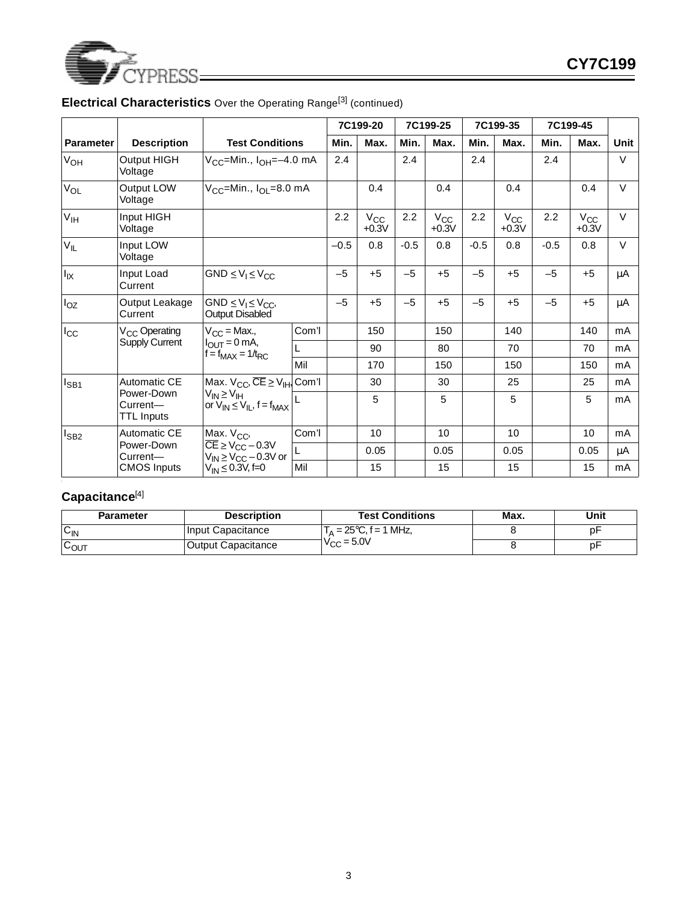## Electrical Characteristics Over the Operating Range[3] (continued)

| Parameter | Description | Test Conditions | | 7C199-20 | | 7C199-25 | | 7C199-35 | | 7C199-45 | | Unit |
|---|---|---|---|---|---|---|---|---|---|---|---|---|
| | | | | Min. | Max. | Min. | Max. | Min. | Max. | Min. | Max. | |
| $V_{OH}$ | Output HIGH Voltage | $V_{CC}$=Min., $I_{OH}$=–4.0 mA | | 2.4 | | 2.4 | | 2.4 | | 2.4 | | V |
| $V_{OL}$ | Output LOW Voltage | $V_{CC}$=Min., $I_{OL}$=8.0 mA | | | 0.4 | | 0.4 | | 0.4 | | 0.4 | V |
| $V_{IH}$ | Input HIGH Voltage | | | 2.2 | $V_{CC}$ +0.3V | 2.2 | $V_{CC}$ +0.3V | 2.2 | $V_{CC}$ +0.3V | 2.2 | $V_{CC}$ +0.3V | V |
| $V_{IL}$ | Input LOW Voltage | | | –0.5 | 0.8 | -0.5 | 0.8 | -0.5 | 0.8 | -0.5 | 0.8 | V |
| $I_{IX}$ | Input Load Current | GND ≤ $V_I$ ≤ $V_{CC}$ | | –5 | +5 | –5 | +5 | –5 | +5 | –5 | +5 | µA |
| $I_{OZ}$ | Output Leakage Current | GND ≤ $V_I$ ≤ $V_{CC}$, Output Disabled | | –5 | +5 | –5 | +5 | –5 | +5 | –5 | +5 | µA |
| $I_{CC}$ | $V_{CC}$ Operating Supply Current | $V_{CC}$ = Max., $I_{OUT}$ = 0 mA, f = $f_{MAX}$ = 1/$t_{RC}$ | Com'l | | 150 | | 150 | | 140 | | 140 | mA |
| | | | L | | 90 | | 80 | | 70 | | 70 | mA |
| | | | Mil | | 170 | | 150 | | 150 | | 150 | mA |
| $I_{SB1}$ | Automatic CE Power-Down Current— TTL Inputs | Max. $V_{CC}$, $\overline{CE}$ ≥ $V_{IH}$, $V_{IN}$ ≥ $V_{IH}$ or $V_{IN}$ ≤ $V_{IL}$, f = $f_{MAX}$ | Com'l | | 30 | | 30 | | 25 | | 25 | mA |
| | | | L | | 5 | | 5 | | 5 | | 5 | mA |
| $I_{SB2}$ | Automatic CE Power-Down Current— CMOS Inputs | Max. $V_{CC}$, $\overline{CE}$ ≥ $V_{CC}$ – 0.3V $V_{IN}$ ≥ $V_{CC}$ – 0.3V or $V_{IN}$ ≤ 0.3V, f=0 | Com'l | | 10 | | 10 | | 10 | | 10 | mA |
| | | | L | | 0.05 | | 0.05 | | 0.05 | | 0.05 | µA |
| | | | Mil | | 15 | | 15 | | 15 | | 15 | mA |

## Capacitance[4]

| Parameter | Description | Test Conditions | Max. | Unit |
|---|---|---|---|---|
| $C_{IN}$ | Input Capacitance | $T_A$ = 25°C, f = 1 MHz, $V_{CC}$ = 5.0V | 8 | pF |
| $C_{OUT}$ | Output Capacitance | | 8 | pF |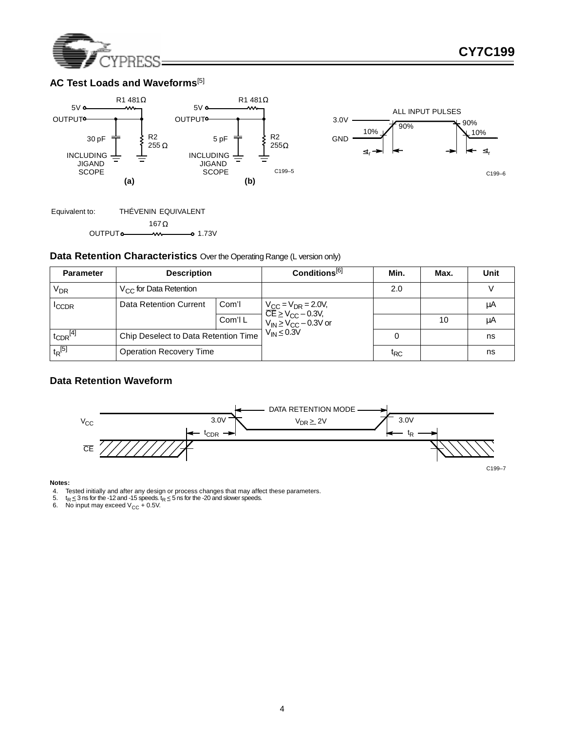## AC Test Loads and Waveforms[5]

R1 481Ω

5V

OUTPUT

30 pF

R2 255 Ω

INCLUDING JIG AND SCOPE

(a)

R1 481Ω

5V

OUTPUT

5 pF

R2 255Ω

INCLUDING JIG AND SCOPE

(b)

C199–5

ALL INPUT PULSES

3.0V

GND

10%

90%

90%

10%

$\leq t_r$

$\leq t_r$

C199–6

Equivalent to: THÉVENIN EQUIVALENT

OUTPUT — 167Ω — 1.73V

## Data Retention Characteristics Over the Operating Range (L version only)

| Parameter | Description | | Conditions[6] | Min. | Max. | Unit |
|---|---|---|---|---|---|---|
| $V_{DR}$ | $V_{CC}$ for Data Retention | | | 2.0 | | V |
| $I_{CCDR}$ | Data Retention Current | Com'l | $V_{CC} = V_{DR} = 2.0V$, $\overline{CE} \geq V_{CC} - 0.3V$, $V_{IN} \geq V_{CC} - 0.3V$ or $V_{IN} \leq 0.3V$ | | | μA |
| | | Com'l L | | | 10 | μA |
| $t_{CDR}$[4] | Chip Deselect to Data Retention Time | | | 0 | | ns |
| $t_R$[5] | Operation Recovery Time | | | $t_{RC}$ | | ns |

## Data Retention Waveform

DATA RETENTION MODE

$V_{CC}$

3.0V

$V_{DR} \geq 2V$

3.0V

$t_{CDR}$

$t_R$

$\overline{CE}$

C199–7

**Notes:**

4. Tested initially and after any design or process changes that may affect these parameters.
5. $t_R \leq 3$ ns for the -12 and -15 speeds. $t_R \leq 5$ ns for the -20 and slower speeds.
6. No input may exceed $V_{CC}$ + 0.5V.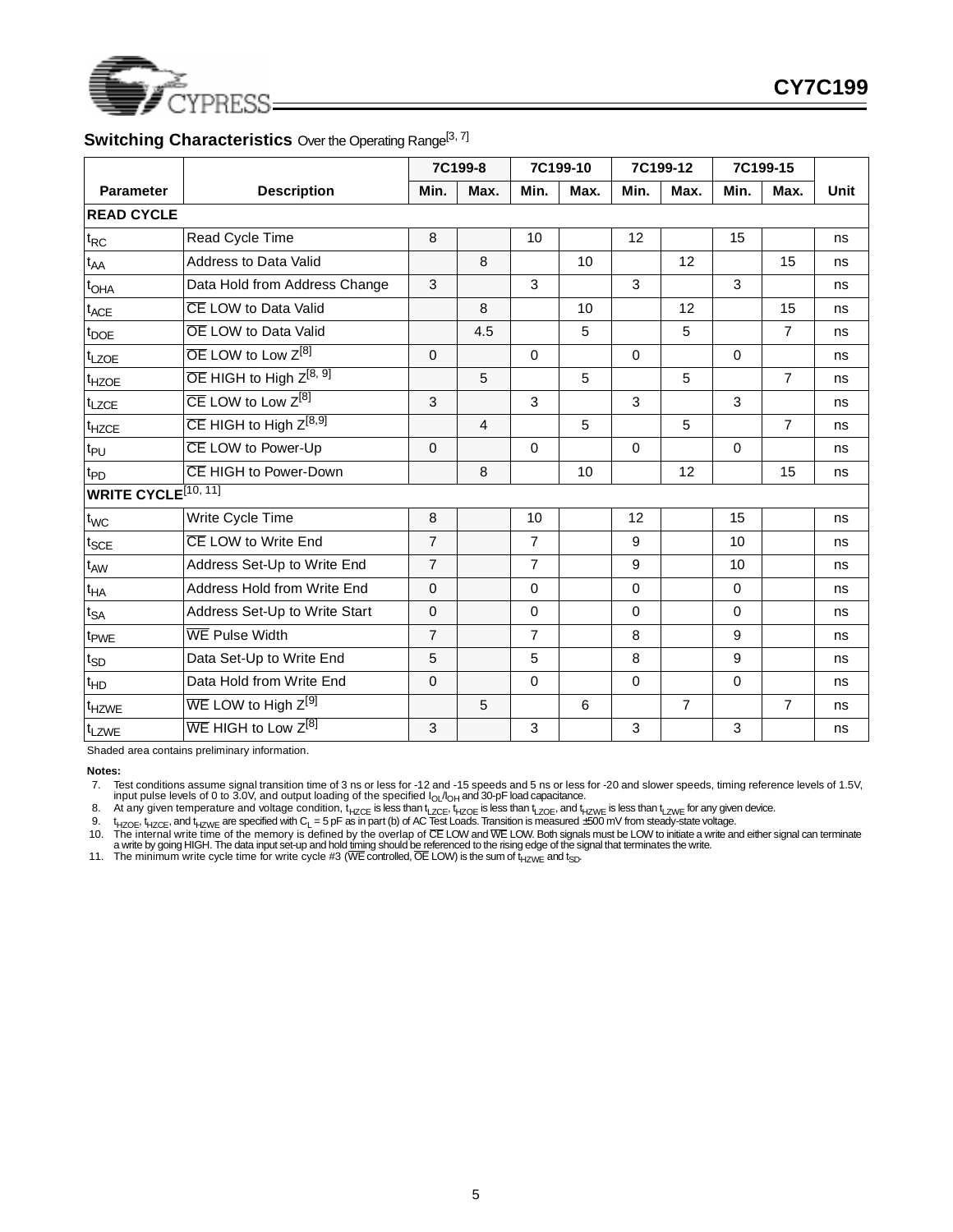## Switching Characteristics Over the Operating Range[3, 7]

| Parameter | Description | 7C199-8 | | 7C199-10 | | 7C199-12 | | 7C199-15 | | Unit |
|---|---|---|---|---|---|---|---|---|---|---|
| | | Min. | Max. | Min. | Max. | Min. | Max. | Min. | Max. | |
| **READ CYCLE** | | | | | | | | | | |
| $t_{RC}$ | Read Cycle Time | 8 | | 10 | | 12 | | 15 | | ns |
| $t_{AA}$ | Address to Data Valid | | 8 | | 10 | | 12 | | 15 | ns |
| $t_{OHA}$ | Data Hold from Address Change | 3 | | 3 | | 3 | | 3 | | ns |
| $t_{ACE}$ | $\overline{CE}$ LOW to Data Valid | | 8 | | 10 | | 12 | | 15 | ns |
| $t_{DOE}$ | $\overline{OE}$ LOW to Data Valid | | 4.5 | | 5 | | 5 | | 7 | ns |
| $t_{LZOE}$ | $\overline{OE}$ LOW to Low Z[8] | 0 | | 0 | | 0 | | 0 | | ns |
| $t_{HZOE}$ | $\overline{OE}$ HIGH to High Z[8, 9] | | 5 | | 5 | | 5 | | 7 | ns |
| $t_{LZCE}$ | $\overline{CE}$ LOW to Low Z[8] | 3 | | 3 | | 3 | | 3 | | ns |
| $t_{HZCE}$ | $\overline{CE}$ HIGH to High Z[8,9] | | 4 | | 5 | | 5 | | 7 | ns |
| $t_{PU}$ | $\overline{CE}$ LOW to Power-Up | 0 | | 0 | | 0 | | 0 | | ns |
| $t_{PD}$ | $\overline{CE}$ HIGH to Power-Down | | 8 | | 10 | | 12 | | 15 | ns |
| **WRITE CYCLE**[10, 11] | | | | | | | | | | |
| $t_{WC}$ | Write Cycle Time | 8 | | 10 | | 12 | | 15 | | ns |
| $t_{SCE}$ | $\overline{CE}$ LOW to Write End | 7 | | 7 | | 9 | | 10 | | ns |
| $t_{AW}$ | Address Set-Up to Write End | 7 | | 7 | | 9 | | 10 | | ns |
| $t_{HA}$ | Address Hold from Write End | 0 | | 0 | | 0 | | 0 | | ns |
| $t_{SA}$ | Address Set-Up to Write Start | 0 | | 0 | | 0 | | 0 | | ns |
| $t_{PWE}$ | $\overline{WE}$ Pulse Width | 7 | | 7 | | 8 | | 9 | | ns |
| $t_{SD}$ | Data Set-Up to Write End | 5 | | 5 | | 8 | | 9 | | ns |
| $t_{HD}$ | Data Hold from Write End | 0 | | 0 | | 0 | | 0 | | ns |
| $t_{HZWE}$ | $\overline{WE}$ LOW to High Z[9] | | 5 | | 6 | | 7 | | 7 | ns |
| $t_{LZWE}$ | $\overline{WE}$ HIGH to Low Z[8] | 3 | | 3 | | 3 | | 3 | | ns |

Shaded area contains preliminary information.

**Notes:**

7. Test conditions assume signal transition time of 3 ns or less for -12 and -15 speeds and 5 ns or less for -20 and slower speeds, timing reference levels of 1.5V, input pulse levels of 0 to 3.0V, and output loading of the specified $I_{OL}/I_{OH}$ and 30-pF load capacitance.
8. At any given temperature and voltage condition, $t_{HZCE}$ is less than $t_{LZCE}$, $t_{HZOE}$ is less than $t_{LZOE}$, and $t_{HZWE}$ is less than $t_{LZWE}$ for any given device.
9. $t_{HZOE}$, $t_{HZCE}$, and $t_{HZWE}$ are specified with $C_L$ = 5 pF as in part (b) of AC Test Loads. Transition is measured ±500 mV from steady-state voltage.
10. The internal write time of the memory is defined by the overlap of $\overline{CE}$ LOW and $\overline{WE}$ LOW. Both signals must be LOW to initiate a write and either signal can terminate a write by going HIGH. The data input set-up and hold timing should be referenced to the rising edge of the signal that terminates the write.
11. The minimum write cycle time for write cycle #3 ($\overline{WE}$ controlled, $\overline{OE}$ LOW) is the sum of $t_{HZWE}$ and $t_{SD}$.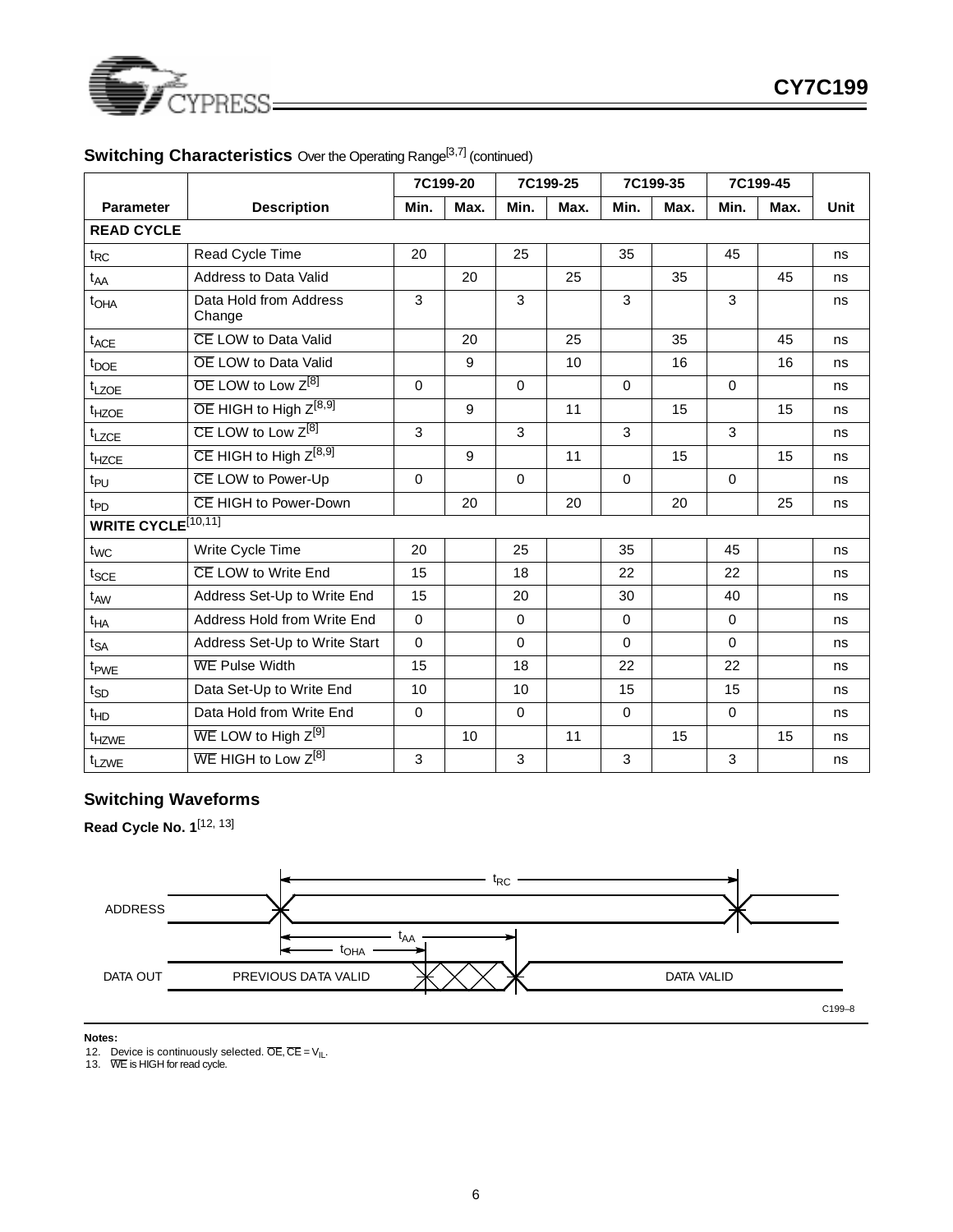## Switching Characteristics Over the Operating Range[3,7] (continued)

| Parameter | Description | 7C199-20 | | 7C199-25 | | 7C199-35 | | 7C199-45 | | Unit |
|---|---|---|---|---|---|---|---|---|---|---|
| | | Min. | Max. | Min. | Max. | Min. | Max. | Min. | Max. | |
| **READ CYCLE** | | | | | | | | | | |
| $t_{RC}$ | Read Cycle Time | 20 | | 25 | | 35 | | 45 | | ns |
| $t_{AA}$ | Address to Data Valid | | 20 | | 25 | | 35 | | 45 | ns |
| $t_{OHA}$ | Data Hold from Address Change | 3 | | 3 | | 3 | | 3 | | ns |
| $t_{ACE}$ | $\overline{CE}$ LOW to Data Valid | | 20 | | 25 | | 35 | | 45 | ns |
| $t_{DOE}$ | $\overline{OE}$ LOW to Data Valid | | 9 | | 10 | | 16 | | 16 | ns |
| $t_{LZOE}$ | $\overline{OE}$ LOW to Low Z[8] | 0 | | 0 | | 0 | | 0 | | ns |
| $t_{HZOE}$ | $\overline{OE}$ HIGH to High Z[8,9] | | 9 | | 11 | | 15 | | 15 | ns |
| $t_{LZCE}$ | $\overline{CE}$ LOW to Low Z[8] | 3 | | 3 | | 3 | | 3 | | ns |
| $t_{HZCE}$ | $\overline{CE}$ HIGH to High Z[8,9] | | 9 | | 11 | | 15 | | 15 | ns |
| $t_{PU}$ | $\overline{CE}$ LOW to Power-Up | 0 | | 0 | | 0 | | 0 | | ns |
| $t_{PD}$ | $\overline{CE}$ HIGH to Power-Down | | 20 | | 20 | | 20 | | 25 | ns |
| **WRITE CYCLE**[10,11] | | | | | | | | | | |
| $t_{WC}$ | Write Cycle Time | 20 | | 25 | | 35 | | 45 | | ns |
| $t_{SCE}$ | $\overline{CE}$ LOW to Write End | 15 | | 18 | | 22 | | 22 | | ns |
| $t_{AW}$ | Address Set-Up to Write End | 15 | | 20 | | 30 | | 40 | | ns |
| $t_{HA}$ | Address Hold from Write End | 0 | | 0 | | 0 | | 0 | | ns |
| $t_{SA}$ | Address Set-Up to Write Start | 0 | | 0 | | 0 | | 0 | | ns |
| $t_{PWE}$ | $\overline{WE}$ Pulse Width | 15 | | 18 | | 22 | | 22 | | ns |
| $t_{SD}$ | Data Set-Up to Write End | 10 | | 10 | | 15 | | 15 | | ns |
| $t_{HD}$ | Data Hold from Write End | 0 | | 0 | | 0 | | 0 | | ns |
| $t_{HZWE}$ | $\overline{WE}$ LOW to High Z[9] | | 10 | | 11 | | 15 | | 15 | ns |
| $t_{LZWE}$ | $\overline{WE}$ HIGH to Low Z[8] | 3 | | 3 | | 3 | | 3 | | ns |

## Switching Waveforms

**Read Cycle No. 1**[12, 13]

ADDRESS — $t_{RC}$

DATA OUT — PREVIOUS DATA VALID — $t_{AA}$ — $t_{OHA}$ — DATA VALID

C199–8

**Notes:**

12. Device is continuously selected. $\overline{OE}$, $\overline{CE}$ = $V_{IL}$.
13. $\overline{WE}$ is HIGH for read cycle.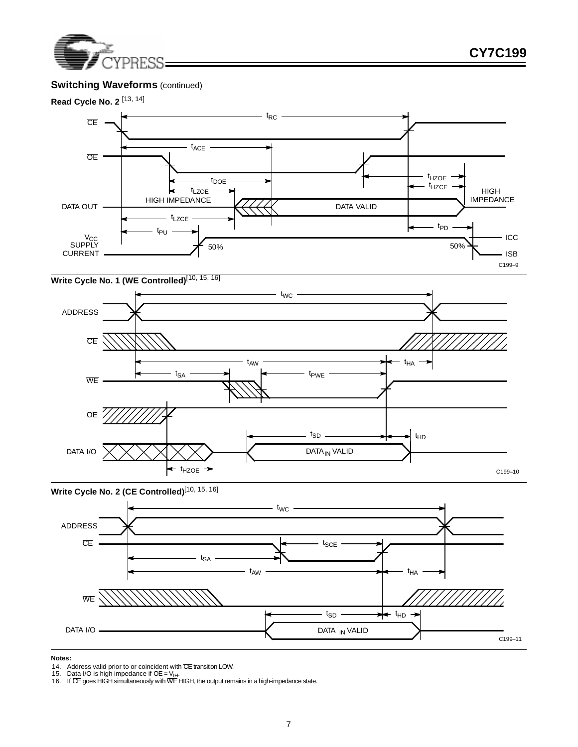## Switching Waveforms (continued)

### Read Cycle No. 2 [13, 14]

C199–9

### Write Cycle No. 1 (WE Controlled) [10, 15, 16]

C199–10

### Write Cycle No. 2 (CE Controlled) [10, 15, 16]

C199–11

**Notes:**

14. Address valid prior to or coincident with $\overline{CE}$ transition LOW.
15. Data I/O is high impedance if $\overline{OE} = V_{IH}$.
16. If $\overline{CE}$ goes HIGH simultaneously with $\overline{WE}$ HIGH, the output remains in a high-impedance state.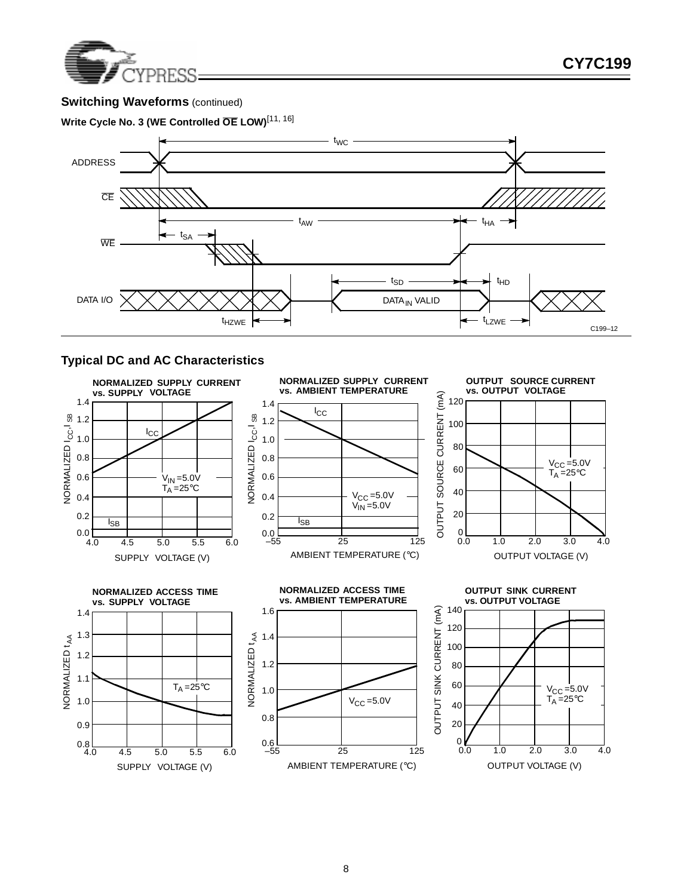## Switching Waveforms (continued)

**Write Cycle No. 3 (WE Controlled $\overline{OE}$ LOW)**[11, 16]

ADDRESS

$\overline{CE}$

$\overline{WE}$

DATA I/O

$t_{WC}$

$t_{AW}$ $t_{HA}$

$t_{SA}$

$t_{SD}$ $t_{HD}$

DATA$_{IN}$ VALID

$t_{HZWE}$ $t_{LZWE}$

C199–12

## Typical DC and AC Characteristics

**NORMALIZED SUPPLY CURRENT vs. SUPPLY VOLTAGE**

NORMALIZED $I_{CC}$, $I_{SB}$ vs. SUPPLY VOLTAGE (V); $I_{CC}$, $I_{SB}$; $V_{IN}$ = 5.0V, $T_A$ = 25°C

**NORMALIZED SUPPLY CURRENT vs. AMBIENT TEMPERATURE**

NORMALIZED $I_{CC}$, $I_{SB}$ vs. AMBIENT TEMPERATURE (°C); $I_{CC}$, $I_{SB}$; $V_{CC}$ = 5.0V, $V_{IN}$ = 5.0V

**OUTPUT SOURCE CURRENT vs. OUTPUT VOLTAGE**

OUTPUT SOURCE CURRENT (mA) vs. OUTPUT VOLTAGE (V); $V_{CC}$ = 5.0V, $T_A$ = 25°C

**NORMALIZED ACCESS TIME vs. SUPPLY VOLTAGE**

NORMALIZED $t_{AA}$ vs. SUPPLY VOLTAGE (V); $T_A$ = 25°C

**NORMALIZED ACCESS TIME vs. AMBIENT TEMPERATURE**

NORMALIZED $t_{AA}$ vs. AMBIENT TEMPERATURE (°C); $V_{CC}$ = 5.0V

**OUTPUT SINK CURRENT vs. OUTPUT VOLTAGE**

OUTPUT SINK CURRENT (mA) vs. OUTPUT VOLTAGE (V); $V_{CC}$ = 5.0V, $T_A$ = 25°C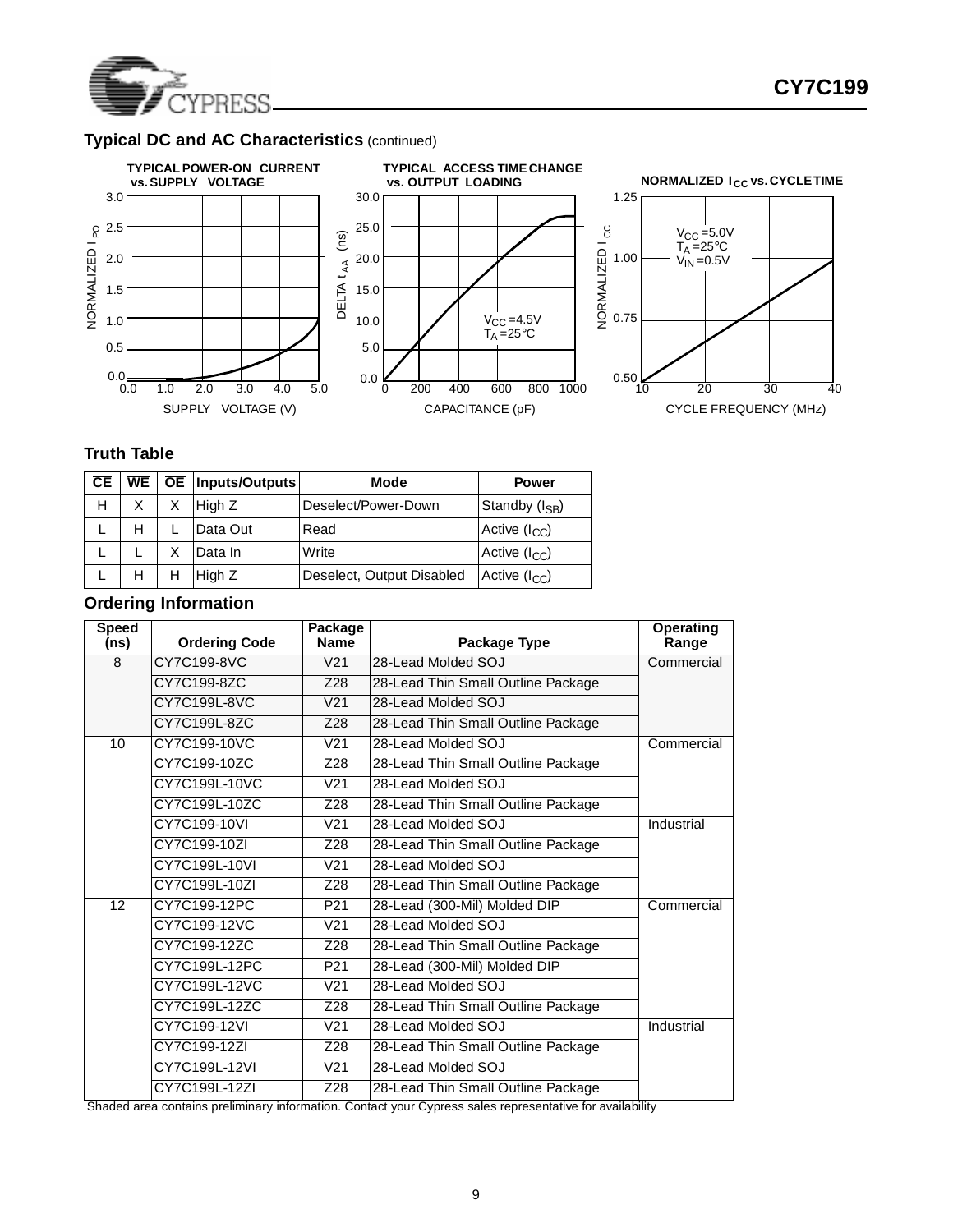## Typical DC and AC Characteristics (continued)

**TYPICAL POWER-ON CURRENT vs. SUPPLY VOLTAGE**

**TYPICAL ACCESS TIME CHANGE vs. OUTPUT LOADING**

**NORMALIZED $I_{CC}$ vs. CYCLE TIME**

## Truth Table

| $\overline{CE}$ | $\overline{WE}$ | $\overline{OE}$ | Inputs/Outputs | Mode | Power |
|---|---|---|---|---|---|
| H | X | X | High Z | Deselect/Power-Down | Standby ($I_{SB}$) |
| L | H | L | Data Out | Read | Active ($I_{CC}$) |
| L | L | X | Data In | Write | Active ($I_{CC}$) |
| L | H | H | High Z | Deselect, Output Disabled | Active ($I_{CC}$) |

## Ordering Information

| Speed (ns) | Ordering Code | Package Name | Package Type | Operating Range |
|---|---|---|---|---|
| 8 | CY7C199-8VC | V21 | 28-Lead Molded SOJ | Commercial |
| | CY7C199-8ZC | Z28 | 28-Lead Thin Small Outline Package | |
| | CY7C199L-8VC | V21 | 28-Lead Molded SOJ | |
| | CY7C199L-8ZC | Z28 | 28-Lead Thin Small Outline Package | |
| 10 | CY7C199-10VC | V21 | 28-Lead Molded SOJ | Commercial |
| | CY7C199-10ZC | Z28 | 28-Lead Thin Small Outline Package | |
| | CY7C199L-10VC | V21 | 28-Lead Molded SOJ | |
| | CY7C199L-10ZC | Z28 | 28-Lead Thin Small Outline Package | |
| | CY7C199-10VI | V21 | 28-Lead Molded SOJ | Industrial |
| | CY7C199-10ZI | Z28 | 28-Lead Thin Small Outline Package | |
| | CY7C199L-10VI | V21 | 28-Lead Molded SOJ | |
| | CY7C199L-10ZI | Z28 | 28-Lead Thin Small Outline Package | |
| 12 | CY7C199-12PC | P21 | 28-Lead (300-Mil) Molded DIP | Commercial |
| | CY7C199-12VC | V21 | 28-Lead Molded SOJ | |
| | CY7C199-12ZC | Z28 | 28-Lead Thin Small Outline Package | |
| | CY7C199L-12PC | P21 | 28-Lead (300-Mil) Molded DIP | |
| | CY7C199L-12VC | V21 | 28-Lead Molded SOJ | |
| | CY7C199L-12ZC | Z28 | 28-Lead Thin Small Outline Package | |
| | CY7C199-12VI | V21 | 28-Lead Molded SOJ | Industrial |
| | CY7C199-12ZI | Z28 | 28-Lead Thin Small Outline Package | |
| | CY7C199L-12VI | V21 | 28-Lead Molded SOJ | |
| | CY7C199L-12ZI | Z28 | 28-Lead Thin Small Outline Package | |

Shaded area contains preliminary information. Contact your Cypress sales representative for availability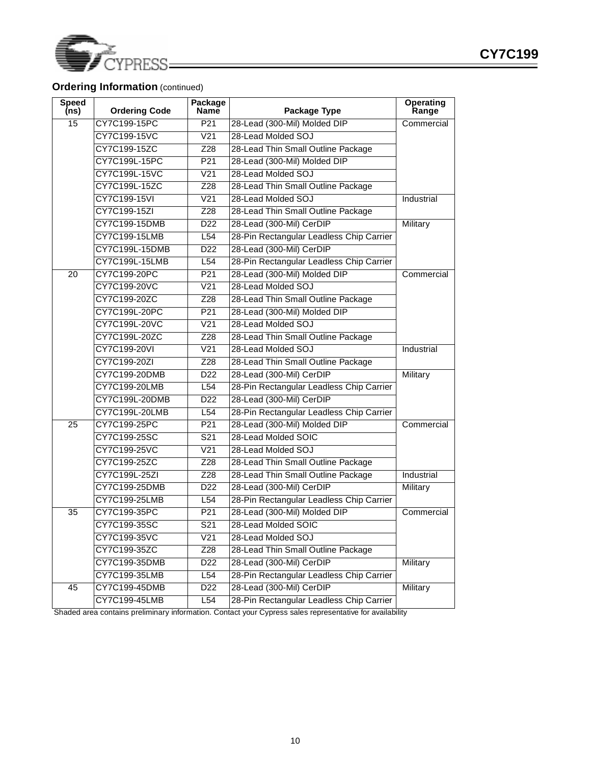## Ordering Information (continued)

| Speed (ns) | Ordering Code | Package Name | Package Type | Operating Range |
|---|---|---|---|---|
| 15 | CY7C199-15PC | P21 | 28-Lead (300-Mil) Molded DIP | Commercial |
| | CY7C199-15VC | V21 | 28-Lead Molded SOJ | |
| | CY7C199-15ZC | Z28 | 28-Lead Thin Small Outline Package | |
| | CY7C199L-15PC | P21 | 28-Lead (300-Mil) Molded DIP | |
| | CY7C199L-15VC | V21 | 28-Lead Molded SOJ | |
| | CY7C199L-15ZC | Z28 | 28-Lead Thin Small Outline Package | |
| | CY7C199-15VI | V21 | 28-Lead Molded SOJ | Industrial |
| | CY7C199-15ZI | Z28 | 28-Lead Thin Small Outline Package | |
| | CY7C199-15DMB | D22 | 28-Lead (300-Mil) CerDIP | Military |
| | CY7C199-15LMB | L54 | 28-Pin Rectangular Leadless Chip Carrier | |
| | CY7C199L-15DMB | D22 | 28-Lead (300-Mil) CerDIP | |
| | CY7C199L-15LMB | L54 | 28-Pin Rectangular Leadless Chip Carrier | |
| 20 | CY7C199-20PC | P21 | 28-Lead (300-Mil) Molded DIP | Commercial |
| | CY7C199-20VC | V21 | 28-Lead Molded SOJ | |
| | CY7C199-20ZC | Z28 | 28-Lead Thin Small Outline Package | |
| | CY7C199L-20PC | P21 | 28-Lead (300-Mil) Molded DIP | |
| | CY7C199L-20VC | V21 | 28-Lead Molded SOJ | |
| | CY7C199L-20ZC | Z28 | 28-Lead Thin Small Outline Package | |
| | CY7C199-20VI | V21 | 28-Lead Molded SOJ | Industrial |
| | CY7C199-20ZI | Z28 | 28-Lead Thin Small Outline Package | |
| | CY7C199-20DMB | D22 | 28-Lead (300-Mil) CerDIP | Military |
| | CY7C199-20LMB | L54 | 28-Pin Rectangular Leadless Chip Carrier | |
| | CY7C199L-20DMB | D22 | 28-Lead (300-Mil) CerDIP | |
| | CY7C199L-20LMB | L54 | 28-Pin Rectangular Leadless Chip Carrier | |
| 25 | CY7C199-25PC | P21 | 28-Lead (300-Mil) Molded DIP | Commercial |
| | CY7C199-25SC | S21 | 28-Lead Molded SOIC | |
| | CY7C199-25VC | V21 | 28-Lead Molded SOJ | |
| | CY7C199-25ZC | Z28 | 28-Lead Thin Small Outline Package | |
| | CY7C199L-25ZI | Z28 | 28-Lead Thin Small Outline Package | Industrial |
| | CY7C199-25DMB | D22 | 28-Lead (300-Mil) CerDIP | Military |
| | CY7C199-25LMB | L54 | 28-Pin Rectangular Leadless Chip Carrier | |
| 35 | CY7C199-35PC | P21 | 28-Lead (300-Mil) Molded DIP | Commercial |
| | CY7C199-35SC | S21 | 28-Lead Molded SOIC | |
| | CY7C199-35VC | V21 | 28-Lead Molded SOJ | |
| | CY7C199-35ZC | Z28 | 28-Lead Thin Small Outline Package | |
| | CY7C199-35DMB | D22 | 28-Lead (300-Mil) CerDIP | Military |
| | CY7C199-35LMB | L54 | 28-Pin Rectangular Leadless Chip Carrier | |
| 45 | CY7C199-45DMB | D22 | 28-Lead (300-Mil) CerDIP | Military |
| | CY7C199-45LMB | L54 | 28-Pin Rectangular Leadless Chip Carrier | |

Shaded area contains preliminary information. Contact your Cypress sales representative for availability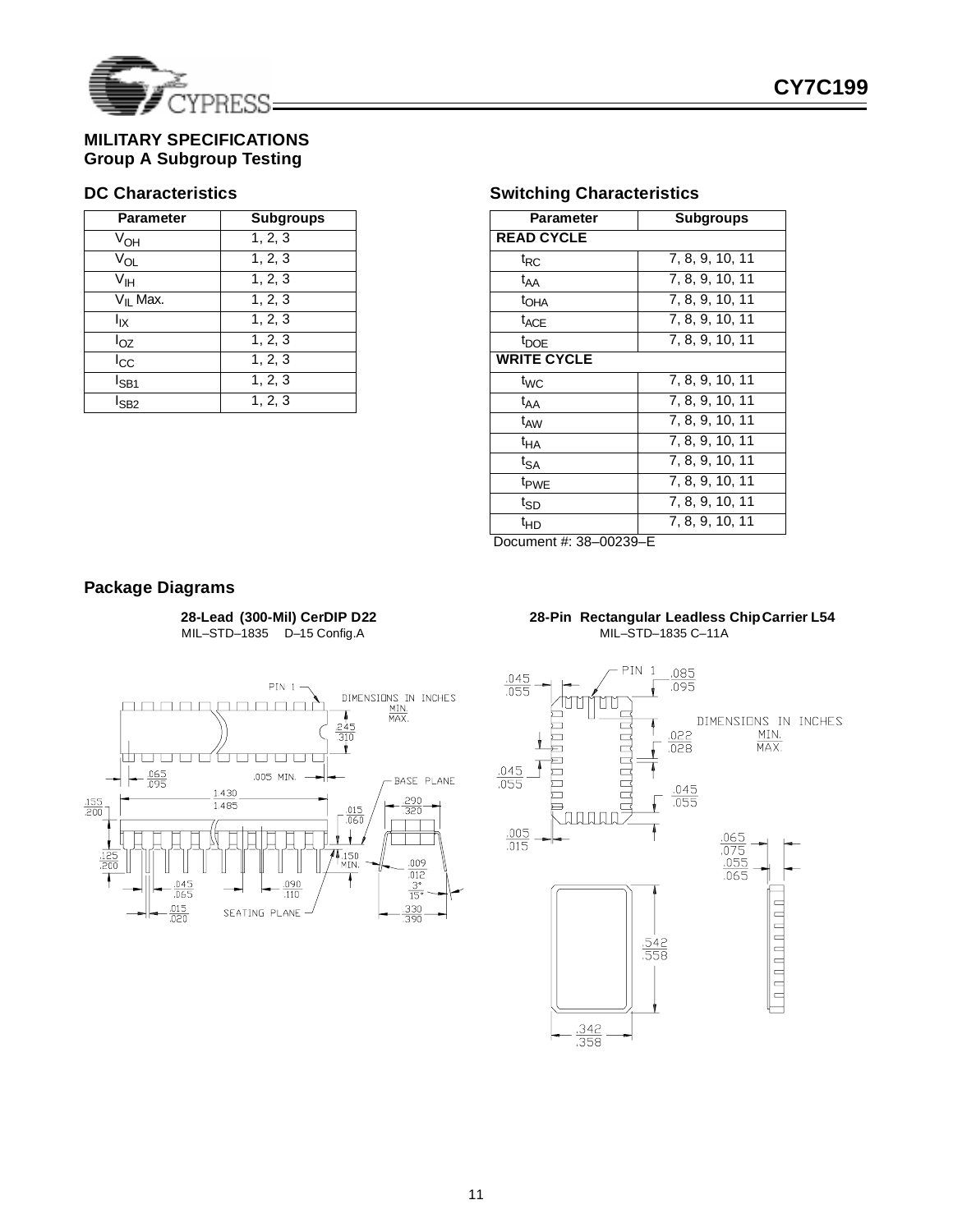## MILITARY SPECIFICATIONS
## Group A Subgroup Testing

### DC Characteristics

| Parameter | Subgroups |
|---|---|
| $V_{OH}$ | 1, 2, 3 |
| $V_{OL}$ | 1, 2, 3 |
| $V_{IH}$ | 1, 2, 3 |
| $V_{IL}$ Max. | 1, 2, 3 |
| $I_{IX}$ | 1, 2, 3 |
| $I_{OZ}$ | 1, 2, 3 |
| $I_{CC}$ | 1, 2, 3 |
| $I_{SB1}$ | 1, 2, 3 |
| $I_{SB2}$ | 1, 2, 3 |

### Switching Characteristics

| Parameter | Subgroups |
|---|---|
| **READ CYCLE** | |
| $t_{RC}$ | 7, 8, 9, 10, 11 |
| $t_{AA}$ | 7, 8, 9, 10, 11 |
| $t_{OHA}$ | 7, 8, 9, 10, 11 |
| $t_{ACE}$ | 7, 8, 9, 10, 11 |
| $t_{DOE}$ | 7, 8, 9, 10, 11 |
| **WRITE CYCLE** | |
| $t_{WC}$ | 7, 8, 9, 10, 11 |
| $t_{AA}$ | 7, 8, 9, 10, 11 |
| $t_{AW}$ | 7, 8, 9, 10, 11 |
| $t_{HA}$ | 7, 8, 9, 10, 11 |
| $t_{SA}$ | 7, 8, 9, 10, 11 |
| $t_{PWE}$ | 7, 8, 9, 10, 11 |
| $t_{SD}$ | 7, 8, 9, 10, 11 |
| $t_{HD}$ | 7, 8, 9, 10, 11 |

Document #: 38–00239–E

## Package Diagrams

**28-Lead (300-Mil) CerDIP D22**
MIL–STD–1835 D–15 Config.A

**28-Pin Rectangular Leadless Chip Carrier L54**
MIL–STD–1835 C–11A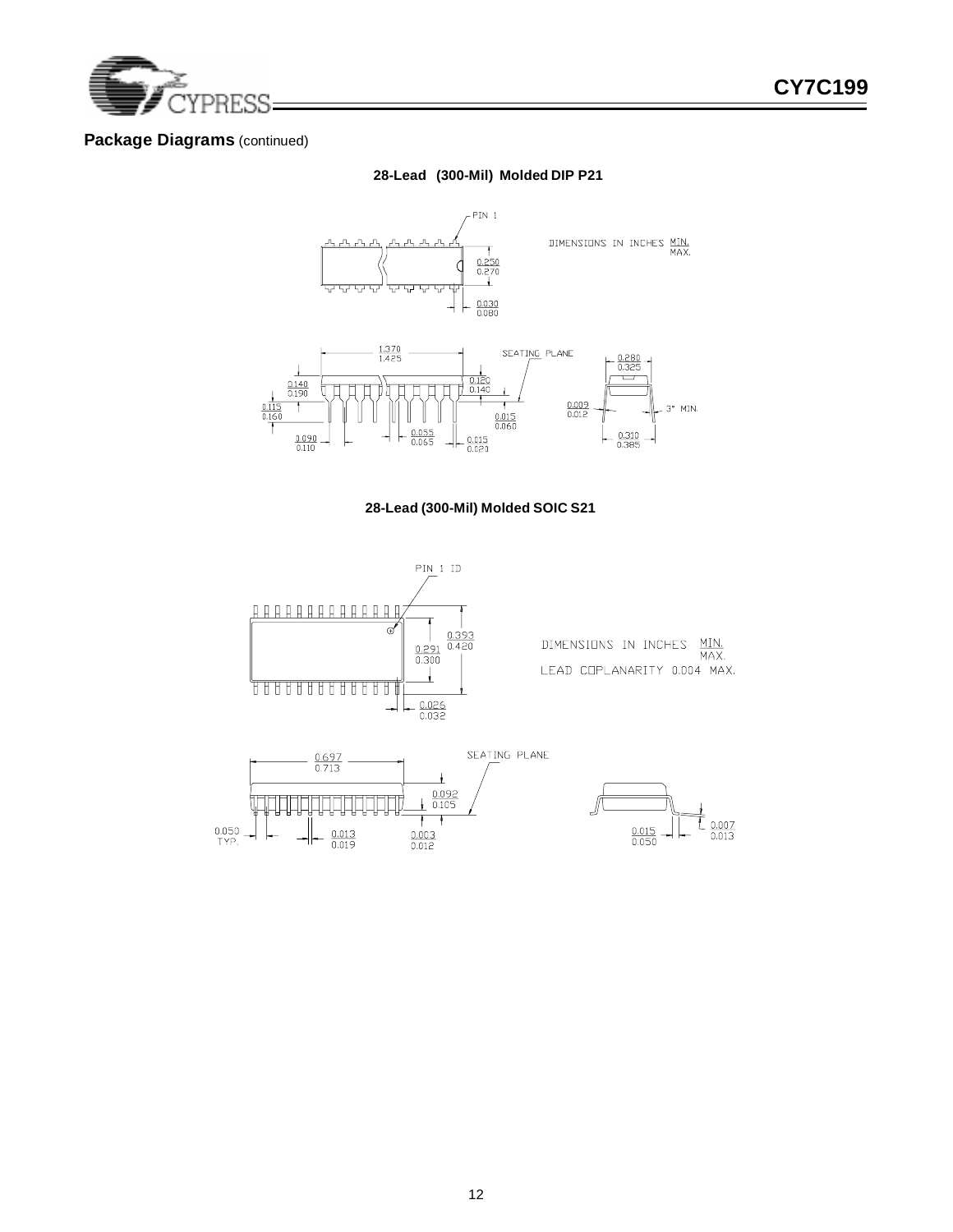## Package Diagrams (continued)

### 28-Lead (300-Mil) Molded DIP P21

PIN 1

DIMENSIONS IN INCHES MIN. / MAX.

0.250 / 0.270

0.030 / 0.080

1.370 / 1.425

SEATING PLANE

0.280 / 0.325

0.140 / 0.190

0.120 / 0.140

0.115 / 0.160

0.009 / 0.012

3° MIN.

0.015 / 0.060

0.090 / 0.110

0.055 / 0.065

0.015 / 0.020

0.310 / 0.385

### 28-Lead (300-Mil) Molded SOIC S21

PIN 1 ID

0.393 / 0.420

0.291 / 0.300

DIMENSIONS IN INCHES MIN. / MAX.

LEAD COPLANARITY 0.004 MAX.

0.026 / 0.032

0.697 / 0.713

SEATING PLANE

0.092 / 0.105

0.050 TYP.

0.013 / 0.019

0.003 / 0.012

0.015 / 0.050

0.007 / 0.013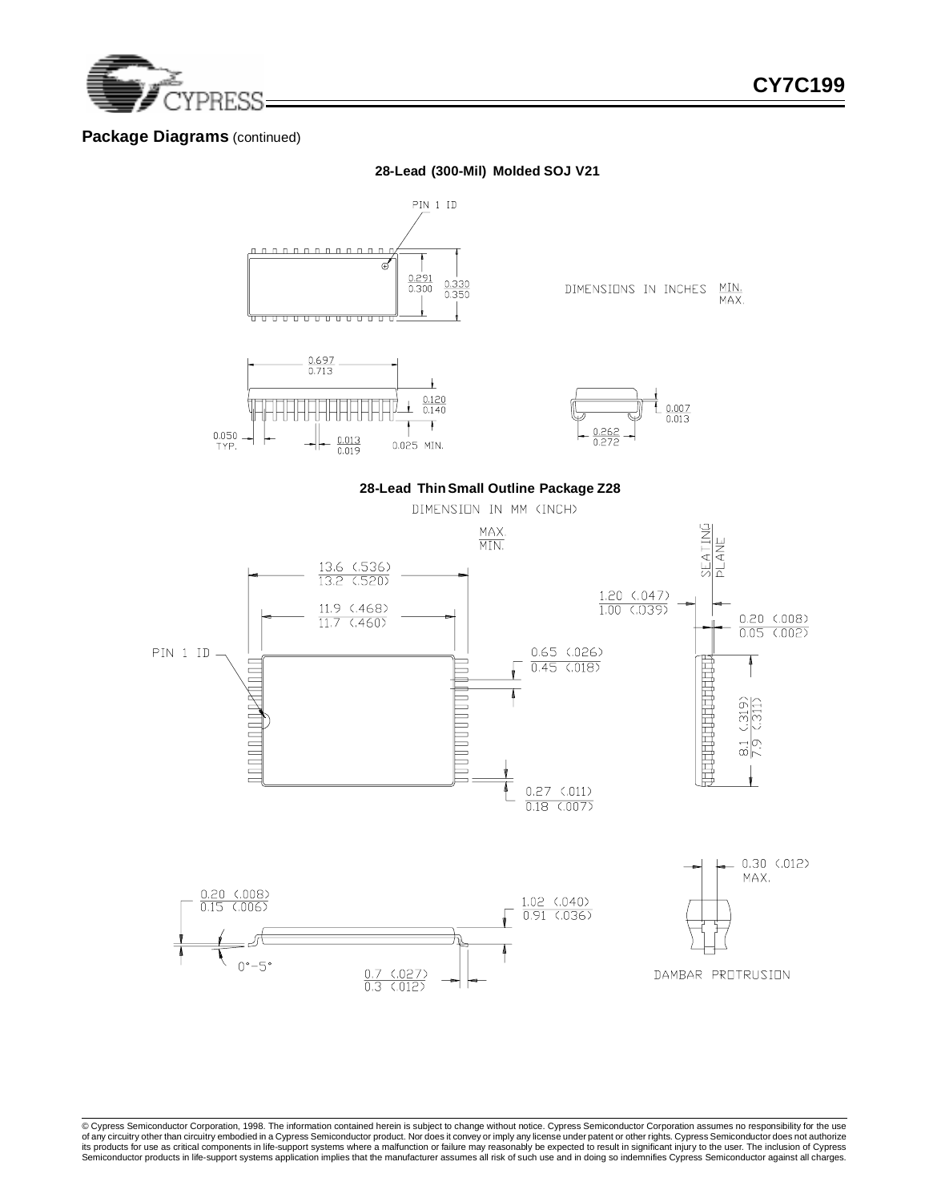## Package Diagrams (continued)

**28-Lead (300-Mil) Molded SOJ V21**

PIN 1 ID

0.291
0.300

0.330
0.350

DIMENSIONS IN INCHES MIN.
MAX.

0.697
0.713

0.120
0.140

0.050
TYP.

0.013
0.019

0.025 MIN.

0.007
0.013

0.262
0.272

**28-Lead Thin Small Outline Package Z28**

DIMENSION IN MM (INCH)

MAX.
MIN.

SEATING PLANE

13.6 (.536)
13.2 (.520)

11.9 (.468)
11.7 (.460)

1.20 (.047)
1.00 (.039)

0.20 (.008)
0.05 (.002)

PIN 1 ID

0.65 (.026)
0.45 (.018)

8.1 (.319)
7.9 (.311)

0.27 (.011)
0.18 (.007)

0.30 (.012)
MAX.

0.20 (.008)
0.15 (.006)

1.02 (.040)
0.91 (.036)

0°-5°

0.7 (.027)
0.3 (.012)

DAMBAR PROTRUSION

© Cypress Semiconductor Corporation, 1998. The information contained herein is subject to change without notice. Cypress Semiconductor Corporation assumes no responsibility for the use of any circuitry other than circuitry embodied in a Cypress Semiconductor product. Nor does it convey or imply any license under patent or other rights. Cypress Semiconductor does not authorize its products for use as critical components in life-support systems where a malfunction or failure may reasonably be expected to result in significant injury to the user. The inclusion of Cypress Semiconductor products in life-support systems application implies that the manufacturer assumes all risk of such use and in doing so indemnifies Cypress Semiconductor against all charges.